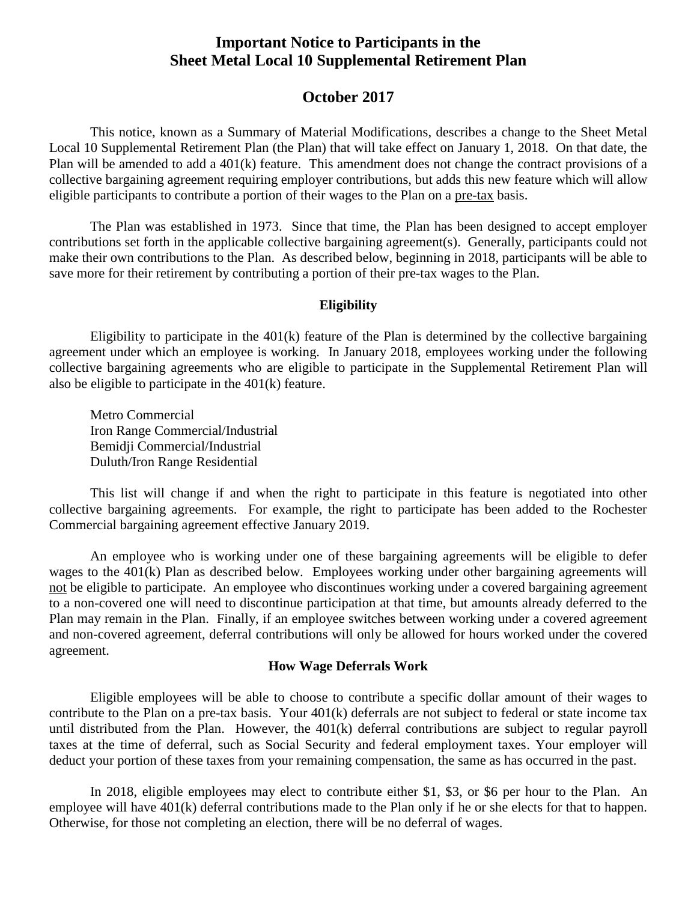# Important Notice to Participants in the Sheet Metal Local 10 Supplemental Retirement Plan

## October 2017

This notice, known as a Summary of Material Modifications, describes a change to the Sheet Metal Local 10 Supplemental Retirement Plan (the Plan) that will take effect on January 1, 2018. On that date, the Plan will be amended to add a 401(k) feature. This amendment does not change the contract provisions of a collective bargaining agreement requiring employer contributions, but adds this new feature which will allow eligible participants to contribute a portion of their wages to the Plan on a pre-tax basis.

The Plan was established in 1973. Since that time, the Plan has been designed to accept employer contributions set forth in the applicable collective bargaining agreement(s). Generally, participants could not make their own contributions to the Plan. As described below, beginning in 2018, participants will be able to save more for their retirement by contributing a portion of their pre-tax wages to the Plan.

### Eligibility

Eligibility to participate in the 401(k) feature of the Plan is determined by the collective bargaining agreement under which an employee is working. In January 2018, employees working under the following collective bargaining agreements who are eligible to participate in the Supplemental Retirement Plan will also be eligible to participate in the 401(k) feature.

Metro Commercial
Iron Range Commercial/Industrial
Bemidji Commercial/Industrial
Duluth/Iron Range Residential

This list will change if and when the right to participate in this feature is negotiated into other collective bargaining agreements. For example, the right to participate has been added to the Rochester Commercial bargaining agreement effective January 2019.

An employee who is working under one of these bargaining agreements will be eligible to defer wages to the 401(k) Plan as described below. Employees working under other bargaining agreements will not be eligible to participate. An employee who discontinues working under a covered bargaining agreement to a non-covered one will need to discontinue participation at that time, but amounts already deferred to the Plan may remain in the Plan. Finally, if an employee switches between working under a covered agreement and non-covered agreement, deferral contributions will only be allowed for hours worked under the covered agreement.

### How Wage Deferrals Work

Eligible employees will be able to choose to contribute a specific dollar amount of their wages to contribute to the Plan on a pre-tax basis. Your 401(k) deferrals are not subject to federal or state income tax until distributed from the Plan. However, the 401(k) deferral contributions are subject to regular payroll taxes at the time of deferral, such as Social Security and federal employment taxes. Your employer will deduct your portion of these taxes from your remaining compensation, the same as has occurred in the past.

In 2018, eligible employees may elect to contribute either $1, $3, or $6 per hour to the Plan. An employee will have 401(k) deferral contributions made to the Plan only if he or she elects for that to happen. Otherwise, for those not completing an election, there will be no deferral of wages.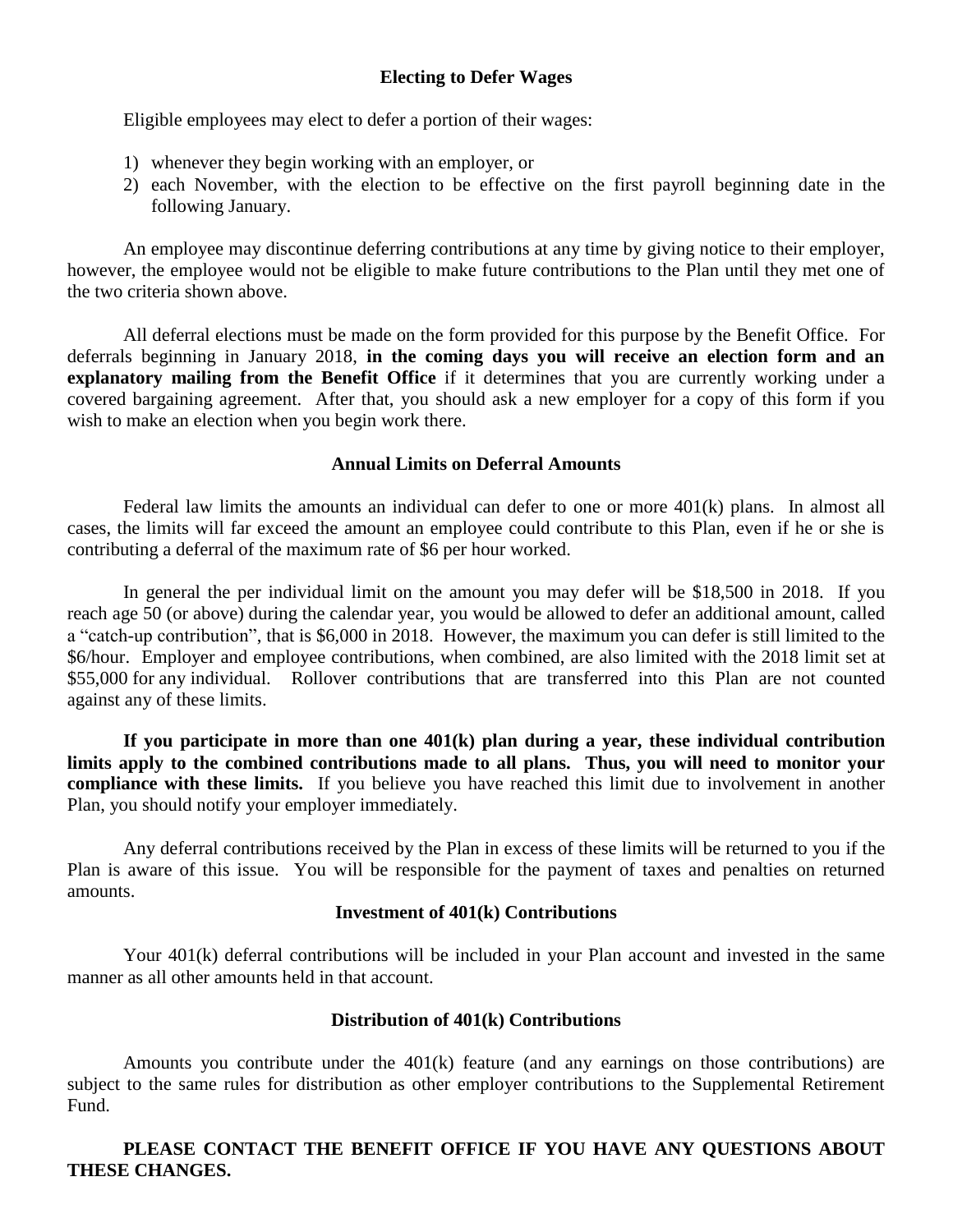### Electing to Defer Wages

Eligible employees may elect to defer a portion of their wages:

1) whenever they begin working with an employer, or
2) each November, with the election to be effective on the first payroll beginning date in the following January.

An employee may discontinue deferring contributions at any time by giving notice to their employer, however, the employee would not be eligible to make future contributions to the Plan until they met one of the two criteria shown above.

All deferral elections must be made on the form provided for this purpose by the Benefit Office. For deferrals beginning in January 2018, **in the coming days you will receive an election form and an explanatory mailing from the Benefit Office** if it determines that you are currently working under a covered bargaining agreement. After that, you should ask a new employer for a copy of this form if you wish to make an election when you begin work there.

### Annual Limits on Deferral Amounts

Federal law limits the amounts an individual can defer to one or more 401(k) plans. In almost all cases, the limits will far exceed the amount an employee could contribute to this Plan, even if he or she is contributing a deferral of the maximum rate of $6 per hour worked.

In general the per individual limit on the amount you may defer will be $18,500 in 2018. If you reach age 50 (or above) during the calendar year, you would be allowed to defer an additional amount, called a "catch-up contribution", that is $6,000 in 2018. However, the maximum you can defer is still limited to the $6/hour. Employer and employee contributions, when combined, are also limited with the 2018 limit set at $55,000 for any individual. Rollover contributions that are transferred into this Plan are not counted against any of these limits.

**If you participate in more than one 401(k) plan during a year, these individual contribution limits apply to the combined contributions made to all plans. Thus, you will need to monitor your compliance with these limits.** If you believe you have reached this limit due to involvement in another Plan, you should notify your employer immediately.

Any deferral contributions received by the Plan in excess of these limits will be returned to you if the Plan is aware of this issue. You will be responsible for the payment of taxes and penalties on returned amounts.

### Investment of 401(k) Contributions

Your 401(k) deferral contributions will be included in your Plan account and invested in the same manner as all other amounts held in that account.

### Distribution of 401(k) Contributions

Amounts you contribute under the 401(k) feature (and any earnings on those contributions) are subject to the same rules for distribution as other employer contributions to the Supplemental Retirement Fund.

**PLEASE CONTACT THE BENEFIT OFFICE IF YOU HAVE ANY QUESTIONS ABOUT THESE CHANGES.**